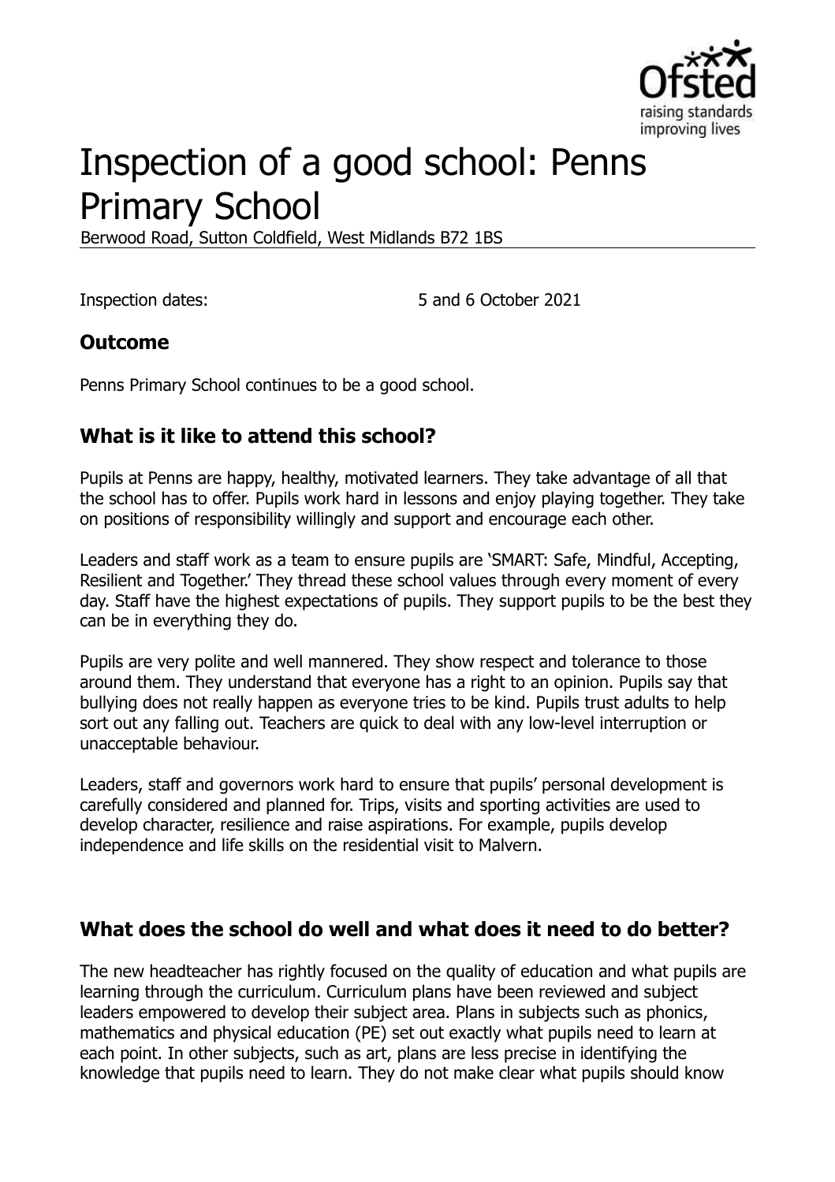# Inspection of a good school: Penns Primary School

Berwood Road, Sutton Coldfield, West Midlands B72 1BS

Inspection dates: 5 and 6 October 2021

## Outcome

Penns Primary School continues to be a good school.

## What is it like to attend this school?

Pupils at Penns are happy, healthy, motivated learners. They take advantage of all that the school has to offer. Pupils work hard in lessons and enjoy playing together. They take on positions of responsibility willingly and support and encourage each other.

Leaders and staff work as a team to ensure pupils are 'SMART: Safe, Mindful, Accepting, Resilient and Together.' They thread these school values through every moment of every day. Staff have the highest expectations of pupils. They support pupils to be the best they can be in everything they do.

Pupils are very polite and well mannered. They show respect and tolerance to those around them. They understand that everyone has a right to an opinion. Pupils say that bullying does not really happen as everyone tries to be kind. Pupils trust adults to help sort out any falling out. Teachers are quick to deal with any low-level interruption or unacceptable behaviour.

Leaders, staff and governors work hard to ensure that pupils' personal development is carefully considered and planned for. Trips, visits and sporting activities are used to develop character, resilience and raise aspirations. For example, pupils develop independence and life skills on the residential visit to Malvern.

## What does the school do well and what does it need to do better?

The new headteacher has rightly focused on the quality of education and what pupils are learning through the curriculum. Curriculum plans have been reviewed and subject leaders empowered to develop their subject area. Plans in subjects such as phonics, mathematics and physical education (PE) set out exactly what pupils need to learn at each point. In other subjects, such as art, plans are less precise in identifying the knowledge that pupils need to learn. They do not make clear what pupils should know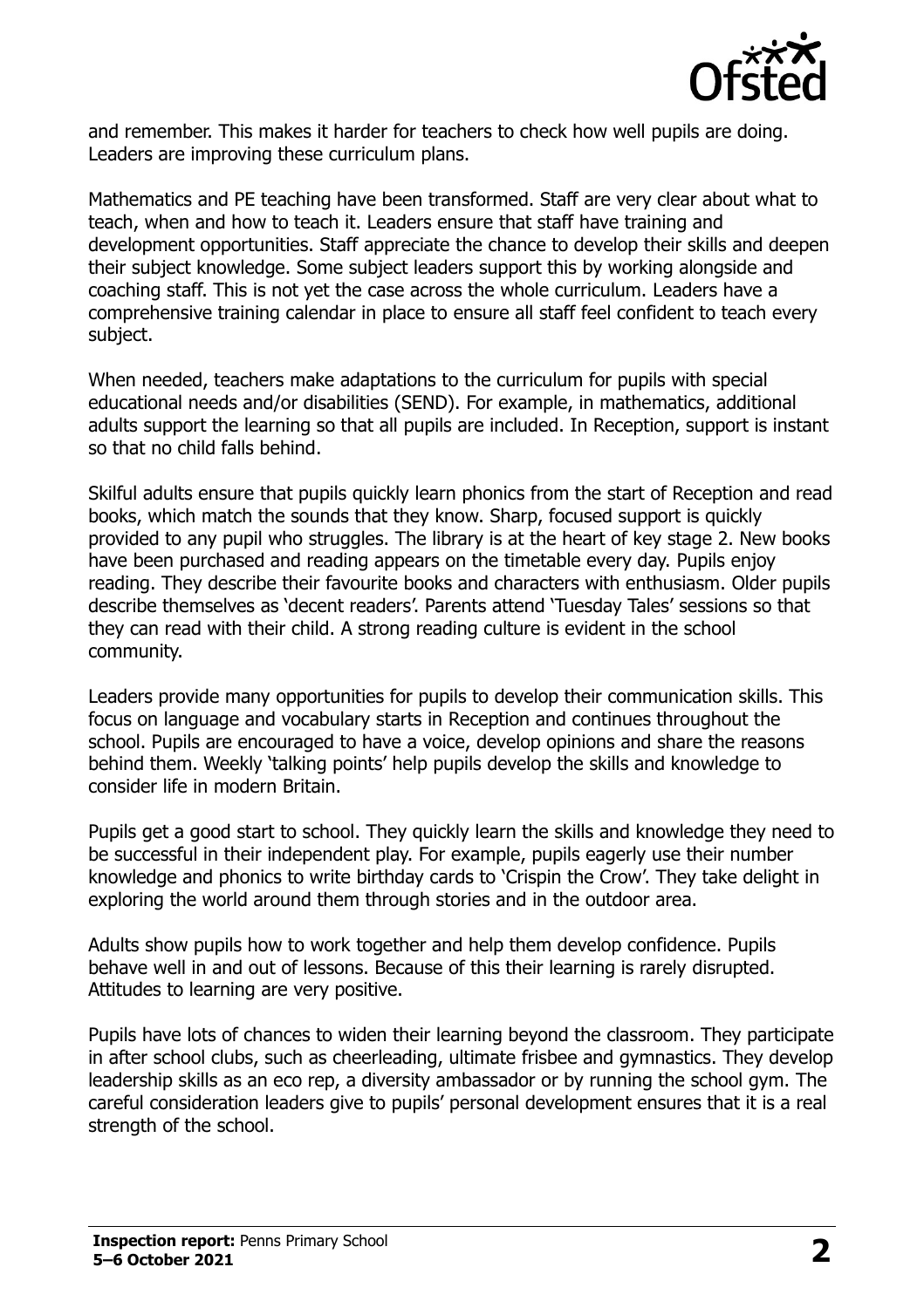and remember. This makes it harder for teachers to check how well pupils are doing. Leaders are improving these curriculum plans.

Mathematics and PE teaching have been transformed. Staff are very clear about what to teach, when and how to teach it. Leaders ensure that staff have training and development opportunities. Staff appreciate the chance to develop their skills and deepen their subject knowledge. Some subject leaders support this by working alongside and coaching staff. This is not yet the case across the whole curriculum. Leaders have a comprehensive training calendar in place to ensure all staff feel confident to teach every subject.

When needed, teachers make adaptations to the curriculum for pupils with special educational needs and/or disabilities (SEND). For example, in mathematics, additional adults support the learning so that all pupils are included. In Reception, support is instant so that no child falls behind.

Skilful adults ensure that pupils quickly learn phonics from the start of Reception and read books, which match the sounds that they know. Sharp, focused support is quickly provided to any pupil who struggles. The library is at the heart of key stage 2. New books have been purchased and reading appears on the timetable every day. Pupils enjoy reading. They describe their favourite books and characters with enthusiasm. Older pupils describe themselves as 'decent readers'. Parents attend 'Tuesday Tales' sessions so that they can read with their child. A strong reading culture is evident in the school community.

Leaders provide many opportunities for pupils to develop their communication skills. This focus on language and vocabulary starts in Reception and continues throughout the school. Pupils are encouraged to have a voice, develop opinions and share the reasons behind them. Weekly 'talking points' help pupils develop the skills and knowledge to consider life in modern Britain.

Pupils get a good start to school. They quickly learn the skills and knowledge they need to be successful in their independent play. For example, pupils eagerly use their number knowledge and phonics to write birthday cards to 'Crispin the Crow'. They take delight in exploring the world around them through stories and in the outdoor area.

Adults show pupils how to work together and help them develop confidence. Pupils behave well in and out of lessons. Because of this their learning is rarely disrupted. Attitudes to learning are very positive.

Pupils have lots of chances to widen their learning beyond the classroom. They participate in after school clubs, such as cheerleading, ultimate frisbee and gymnastics. They develop leadership skills as an eco rep, a diversity ambassador or by running the school gym. The careful consideration leaders give to pupils' personal development ensures that it is a real strength of the school.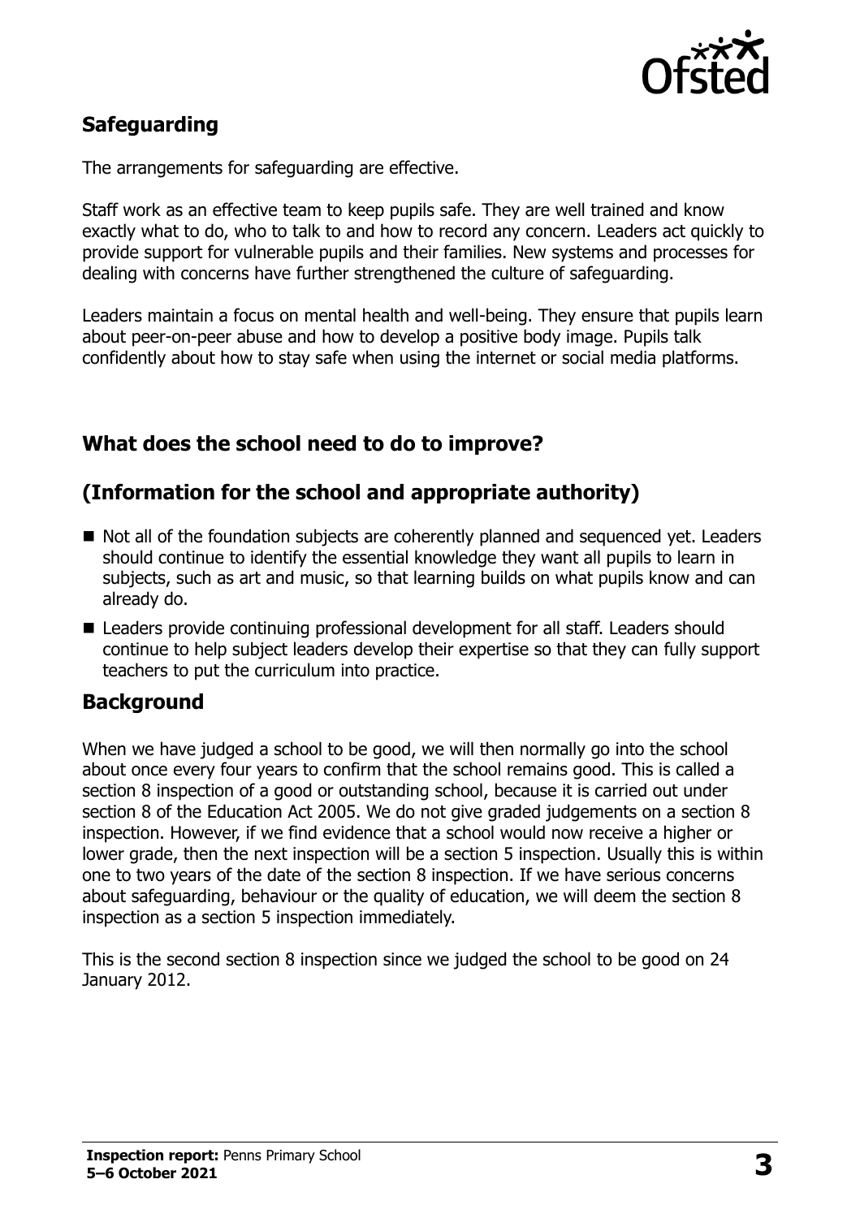## Safeguarding

The arrangements for safeguarding are effective.

Staff work as an effective team to keep pupils safe. They are well trained and know exactly what to do, who to talk to and how to record any concern. Leaders act quickly to provide support for vulnerable pupils and their families. New systems and processes for dealing with concerns have further strengthened the culture of safeguarding.

Leaders maintain a focus on mental health and well-being. They ensure that pupils learn about peer-on-peer abuse and how to develop a positive body image. Pupils talk confidently about how to stay safe when using the internet or social media platforms.

## What does the school need to do to improve?

## (Information for the school and appropriate authority)

- Not all of the foundation subjects are coherently planned and sequenced yet. Leaders should continue to identify the essential knowledge they want all pupils to learn in subjects, such as art and music, so that learning builds on what pupils know and can already do.
- Leaders provide continuing professional development for all staff. Leaders should continue to help subject leaders develop their expertise so that they can fully support teachers to put the curriculum into practice.

## Background

When we have judged a school to be good, we will then normally go into the school about once every four years to confirm that the school remains good. This is called a section 8 inspection of a good or outstanding school, because it is carried out under section 8 of the Education Act 2005. We do not give graded judgements on a section 8 inspection. However, if we find evidence that a school would now receive a higher or lower grade, then the next inspection will be a section 5 inspection. Usually this is within one to two years of the date of the section 8 inspection. If we have serious concerns about safeguarding, behaviour or the quality of education, we will deem the section 8 inspection as a section 5 inspection immediately.

This is the second section 8 inspection since we judged the school to be good on 24 January 2012.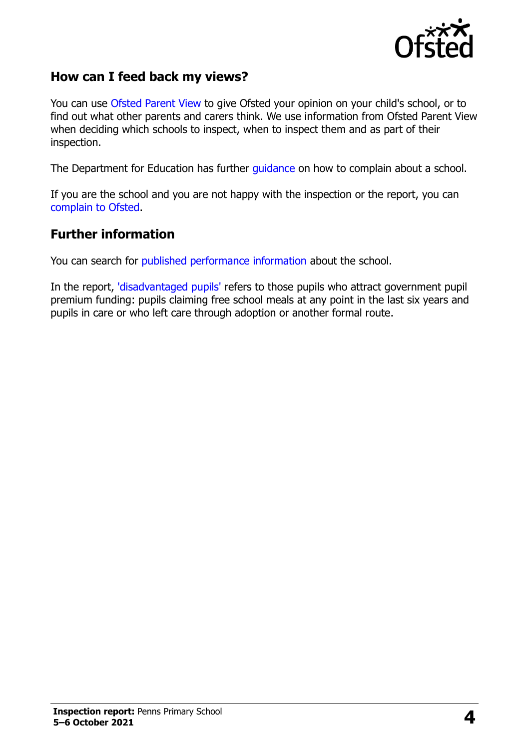## How can I feed back my views?

You can use Ofsted Parent View to give Ofsted your opinion on your child's school, or to find out what other parents and carers think. We use information from Ofsted Parent View when deciding which schools to inspect, when to inspect them and as part of their inspection.

The Department for Education has further guidance on how to complain about a school.

If you are the school and you are not happy with the inspection or the report, you can complain to Ofsted.

## Further information

You can search for published performance information about the school.

In the report, 'disadvantaged pupils' refers to those pupils who attract government pupil premium funding: pupils claiming free school meals at any point in the last six years and pupils in care or who left care through adoption or another formal route.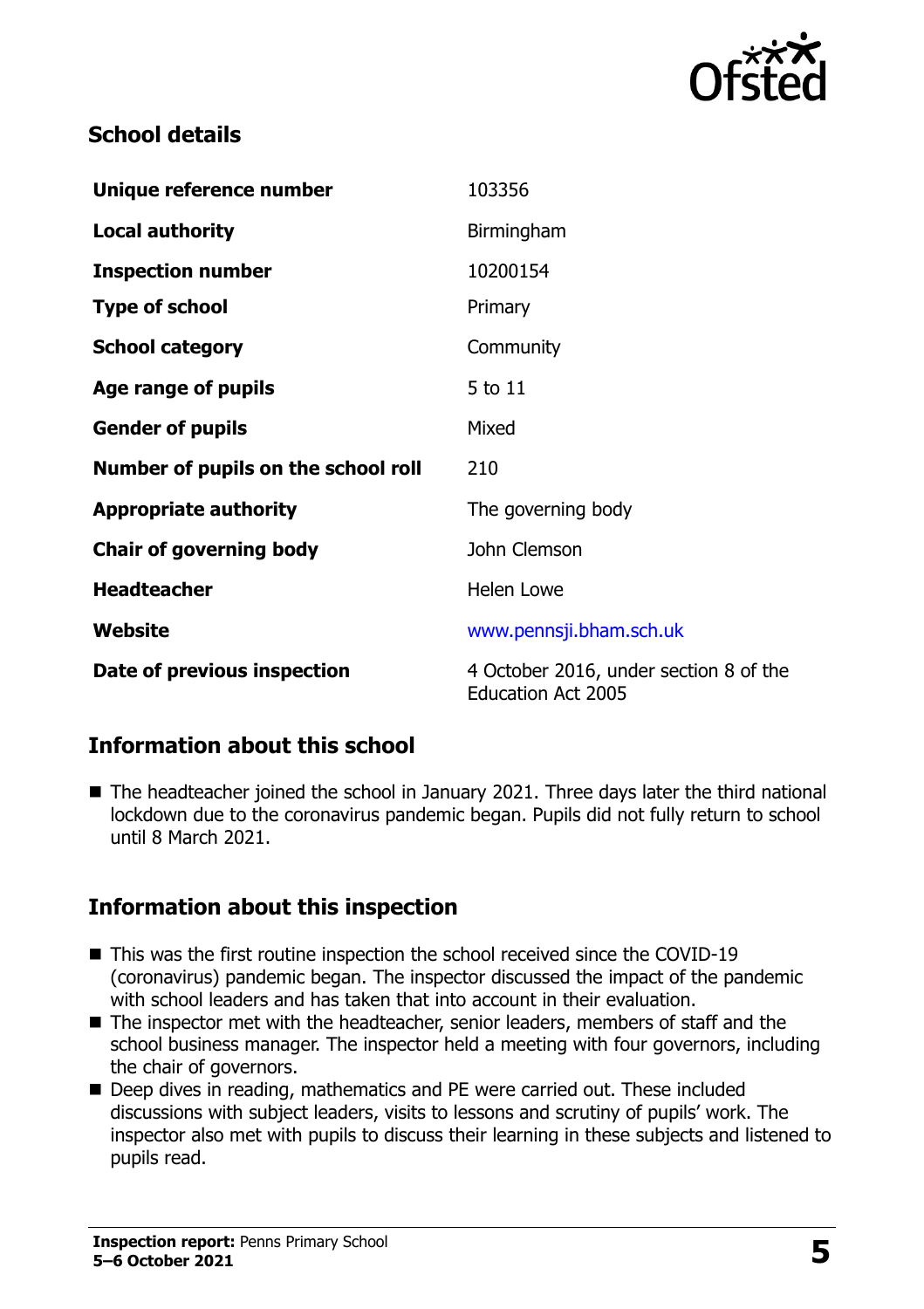## School details

| | |
|---|---|
| **Unique reference number** | 103356 |
| **Local authority** | Birmingham |
| **Inspection number** | 10200154 |
| **Type of school** | Primary |
| **School category** | Community |
| **Age range of pupils** | 5 to 11 |
| **Gender of pupils** | Mixed |
| **Number of pupils on the school roll** | 210 |
| **Appropriate authority** | The governing body |
| **Chair of governing body** | John Clemson |
| **Headteacher** | Helen Lowe |
| **Website** | www.pennsji.bham.sch.uk |
| **Date of previous inspection** | 4 October 2016, under section 8 of the Education Act 2005 |

## Information about this school

- The headteacher joined the school in January 2021. Three days later the third national lockdown due to the coronavirus pandemic began. Pupils did not fully return to school until 8 March 2021.

## Information about this inspection

- This was the first routine inspection the school received since the COVID-19 (coronavirus) pandemic began. The inspector discussed the impact of the pandemic with school leaders and has taken that into account in their evaluation.
- The inspector met with the headteacher, senior leaders, members of staff and the school business manager. The inspector held a meeting with four governors, including the chair of governors.
- Deep dives in reading, mathematics and PE were carried out. These included discussions with subject leaders, visits to lessons and scrutiny of pupils' work. The inspector also met with pupils to discuss their learning in these subjects and listened to pupils read.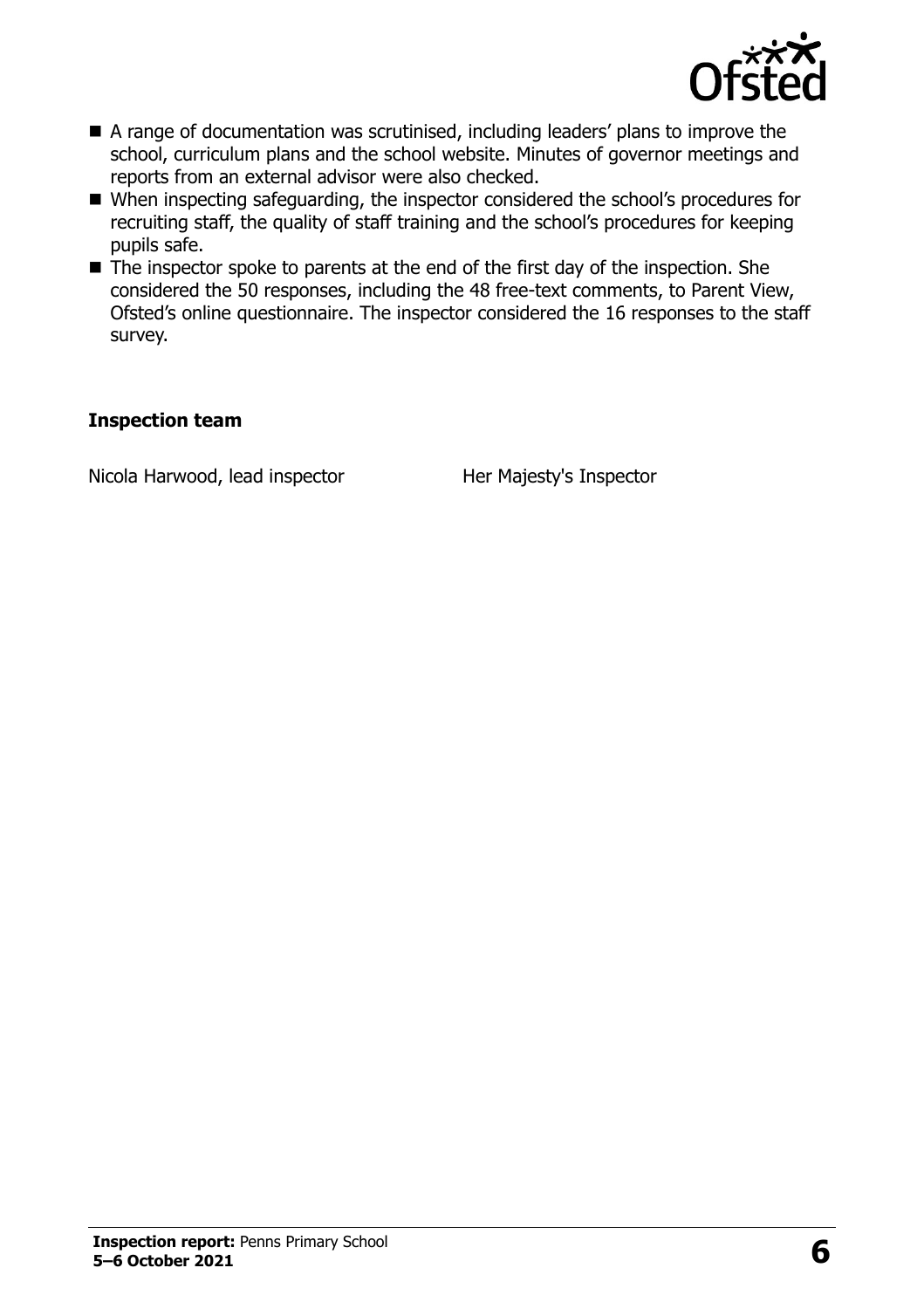- A range of documentation was scrutinised, including leaders' plans to improve the school, curriculum plans and the school website. Minutes of governor meetings and reports from an external advisor were also checked.
- When inspecting safeguarding, the inspector considered the school's procedures for recruiting staff, the quality of staff training and the school's procedures for keeping pupils safe.
- The inspector spoke to parents at the end of the first day of the inspection. She considered the 50 responses, including the 48 free-text comments, to Parent View, Ofsted's online questionnaire. The inspector considered the 16 responses to the staff survey.

### Inspection team

| | |
|---|---|
| Nicola Harwood, lead inspector | Her Majesty's Inspector |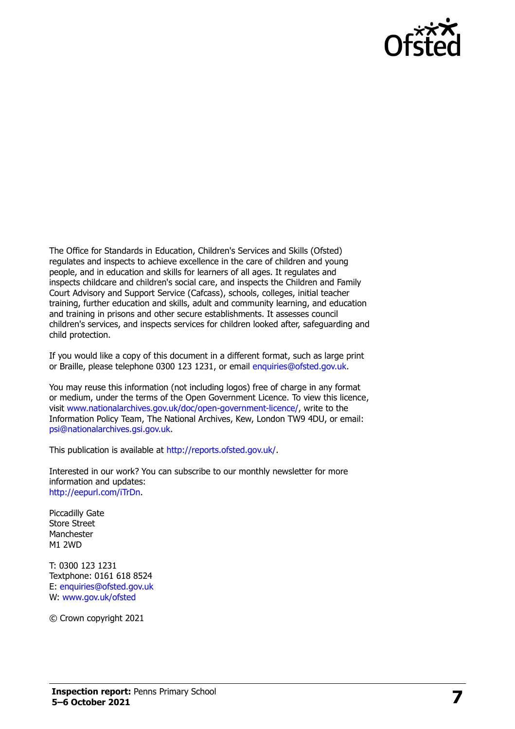The Office for Standards in Education, Children's Services and Skills (Ofsted) regulates and inspects to achieve excellence in the care of children and young people, and in education and skills for learners of all ages. It regulates and inspects childcare and children's social care, and inspects the Children and Family Court Advisory and Support Service (Cafcass), schools, colleges, initial teacher training, further education and skills, adult and community learning, and education and training in prisons and other secure establishments. It assesses council children's services, and inspects services for children looked after, safeguarding and child protection.

If you would like a copy of this document in a different format, such as large print or Braille, please telephone 0300 123 1231, or email enquiries@ofsted.gov.uk.

You may reuse this information (not including logos) free of charge in any format or medium, under the terms of the Open Government Licence. To view this licence, visit www.nationalarchives.gov.uk/doc/open-government-licence/, write to the Information Policy Team, The National Archives, Kew, London TW9 4DU, or email: psi@nationalarchives.gsi.gov.uk.

This publication is available at http://reports.ofsted.gov.uk/.

Interested in our work? You can subscribe to our monthly newsletter for more information and updates:
http://eepurl.com/iTrDn.

Piccadilly Gate
Store Street
Manchester
M1 2WD

T: 0300 123 1231
Textphone: 0161 618 8524
E: enquiries@ofsted.gov.uk
W: www.gov.uk/ofsted

© Crown copyright 2021